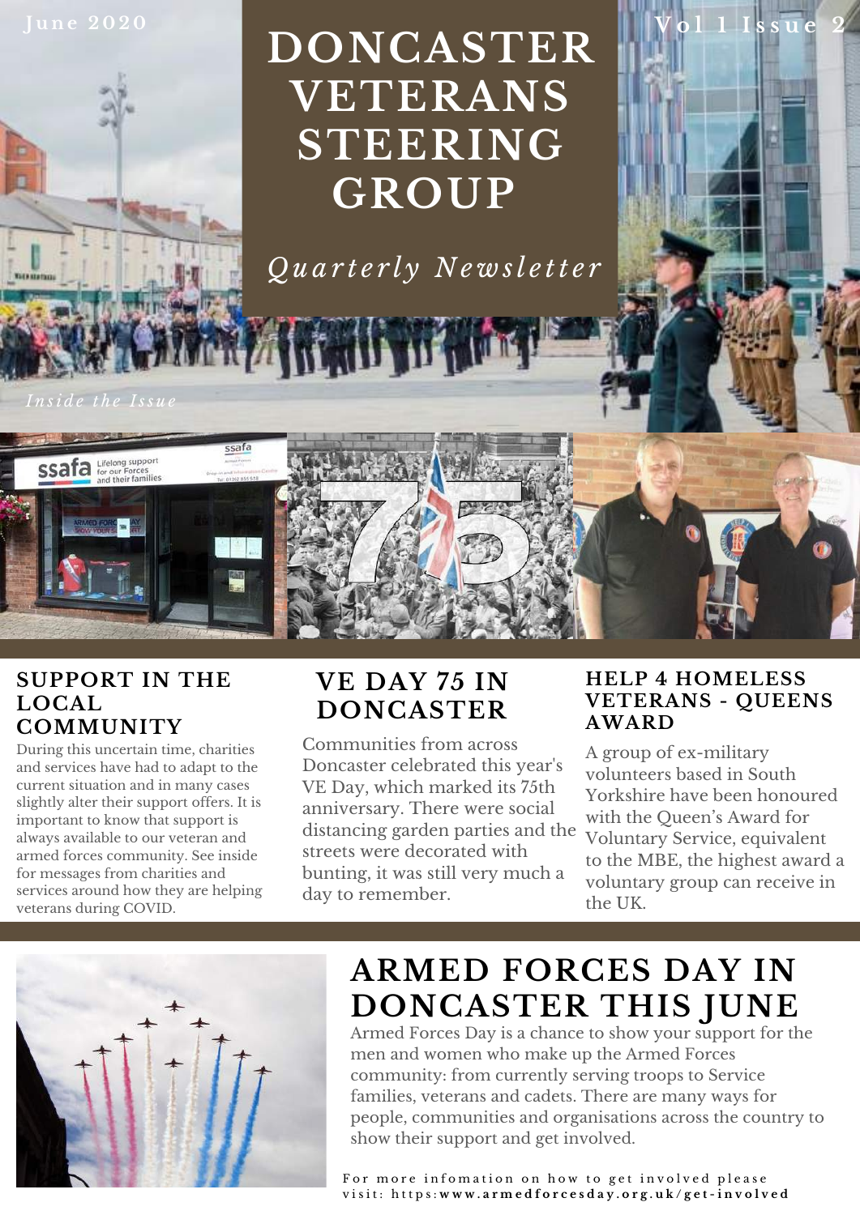June 2020

# DONCASTER VETERANS STEERING GROUP

*Quarterly Newsletter*

Vol 1 Issue 2

*Inside the Issue*

## SUPPORT IN THE LOCAL COMMUNITY

During this uncertain time, charities and services have had to adapt to the current situation and in many cases slightly alter their support offers. It is important to know that support is always available to our veteran and armed forces community. See inside for messages from charities and services around how they are helping veterans during COVID.

## VE DAY 75 IN DONCASTER

Communities from across Doncaster celebrated this year's VE Day, which marked its 75th anniversary. There were social distancing garden parties and the streets were decorated with bunting, it was still very much a day to remember.

## HELP 4 HOMELESS VETERANS - QUEENS AWARD

A group of ex-military volunteers based in South Yorkshire have been honoured with the Queen's Award for Voluntary Service, equivalent to the MBE, the highest award a voluntary group can receive in the UK.

## ARMED FORCES DAY IN DONCASTER THIS JUNE

Armed Forces Day is a chance to show your support for the men and women who make up the Armed Forces community: from currently serving troops to Service families, veterans and cadets. There are many ways for people, communities and organisations across the country to show their support and get involved.

For more infomation on how to get involved please visit: https:**www.armedforcesday.org.uk/get-involved**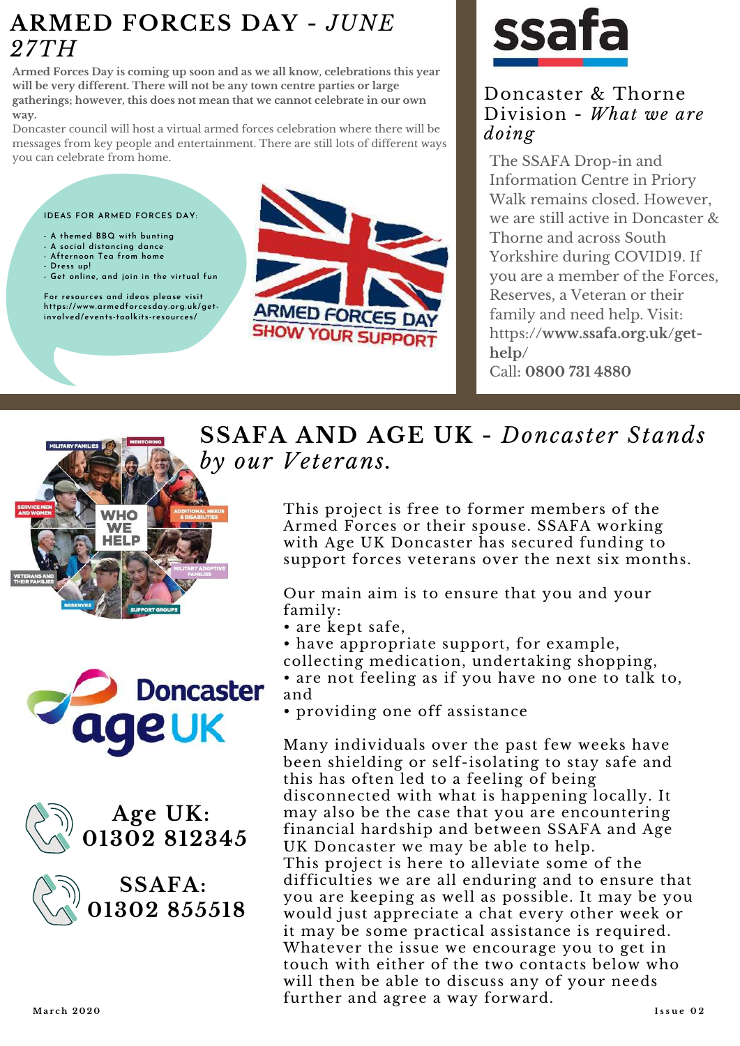## ARMED FORCES DAY - *JUNE 27TH*

**Armed Forces Day is coming up soon and as we all know, celebrations this year will be very different. There will not be any town centre parties or large gatherings; however, this does not mean that we cannot celebrate in our own way.**

Doncaster council will host a virtual armed forces celebration where there will be messages from key people and entertainment. There are still lots of different ways you can celebrate from home.

IDEAS FOR ARMED FORCES DAY:

- A themed BBQ with bunting
- A social distancing dance
- Afternoon Tea from home
- Dress up!
- Get online, and join in the virtual fun

For resources and ideas please visit https://www.armedforcesday.org.uk/get-involved/events-toolkits-resources/

ARMED FORCES DAY
SHOW YOUR SUPPORT

ssafa

## Doncaster & Thorne Division - *What we are doing*

The SSAFA Drop-in and Information Centre in Priory Walk remains closed. However, we are still active in Doncaster & Thorne and across South Yorkshire during COVID19. If you are a member of the Forces, Reserves, a Veteran or their family and need help. Visit: https://**www.ssafa.org.uk**/get-**help**/

Call: **0800 731 4880**

## SSAFA AND AGE UK - *Doncaster Stands by our Veterans.*

This project is free to former members of the Armed Forces or their spouse. SSAFA working with Age UK Doncaster has secured funding to support forces veterans over the next six months.

Our main aim is to ensure that you and your family:

- are kept safe,
- have appropriate support, for example, collecting medication, undertaking shopping,
- are not feeling as if you have no one to talk to, and
- providing one off assistance

Many individuals over the past few weeks have been shielding or self-isolating to stay safe and this has often led to a feeling of being disconnected with what is happening locally. It may also be the case that you are encountering financial hardship and between SSAFA and Age UK Doncaster we may be able to help.

This project is here to alleviate some of the difficulties we are all enduring and to ensure that you are keeping as well as possible. It may be you would just appreciate a chat every other week or it may be some practical assistance is required. Whatever the issue we encourage you to get in touch with either of the two contacts below who will then be able to discuss any of your needs further and agree a way forward.

WHO WE HELP: Military Families, Mentoring, Service Men and Women, Additional Needs & Disabilities, Veterans and their Families, Military Adoptive Families, Reserves, Support Groups

Doncaster age UK

**Age UK: 01302 812345**

**SSAFA: 01302 855518**

March 2020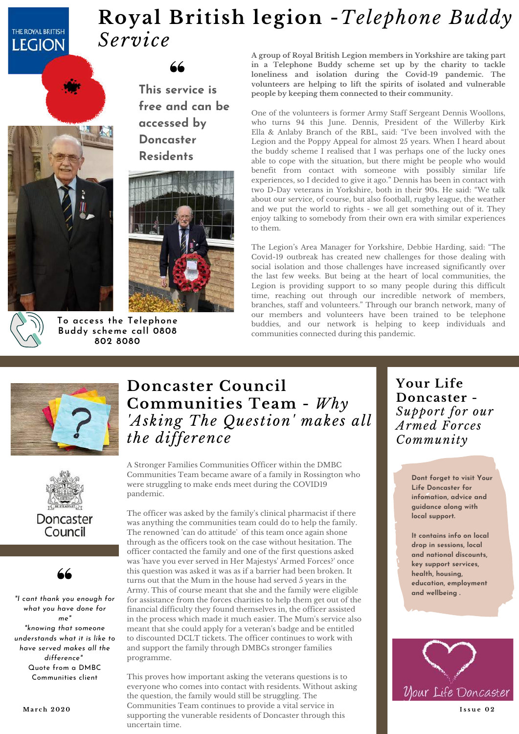# Royal British legion - *Telephone Buddy Service*

> This service is free and can be accessed by Doncaster Residents

To access the Telephone Buddy scheme call 0808 802 8080

**A group of Royal British Legion members in Yorkshire are taking part in a Telephone Buddy scheme set up by the charity to tackle loneliness and isolation during the Covid-19 pandemic. The volunteers are helping to lift the spirits of isolated and vulnerable people by keeping them connected to their community.**

One of the volunteers is former Army Staff Sergeant Dennis Woollons, who turns 94 this June. Dennis, President of the Willerby Kirk Ella & Anlaby Branch of the RBL, said: "I've been involved with the Legion and the Poppy Appeal for almost 25 years. When I heard about the buddy scheme I realised that I was perhaps one of the lucky ones able to cope with the situation, but there might be people who would benefit from contact with someone with possibly similar life experiences, so I decided to give it ago." Dennis has been in contact with two D-Day veterans in Yorkshire, both in their 90s. He said: "We talk about our service, of course, but also football, rugby league, the weather and we put the world to rights - we all get something out of it. They enjoy talking to somebody from their own era with similar experiences to them.

The Legion's Area Manager for Yorkshire, Debbie Harding, said: "The Covid-19 outbreak has created new challenges for those dealing with social isolation and those challenges have increased significantly over the last few weeks. But being at the heart of local communities, the Legion is providing support to so many people during this difficult time, reaching out through our incredible network of members, branches, staff and volunteers." Through our branch network, many of our members and volunteers have been trained to be telephone buddies, and our network is helping to keep individuals and communities connected during this pandemic.

# Doncaster Council Communities Team - *Why 'Asking The Question' makes all the difference*

Doncaster Council

A Stronger Families Communities Officer within the DMBC Communities Team became aware of a family in Rossington who were struggling to make ends meet during the COVID19 pandemic.

The officer was asked by the family's clinical pharmacist if there was anything the communities team could do to help the family. The renowned 'can do attitude' of this team once again shone through as the officers took on the case without hesitation. The officer contacted the family and one of the first questions asked was 'have you ever served in Her Majestys' Armed Forces?' once this question was asked it was as if a barrier had been broken. It turns out that the Mum in the house had served 5 years in the Army. This of course meant that she and the family were eligible for assistance from the forces charities to help them get out of the financial difficulty they found themselves in, the officer assisted in the process which made it much easier. The Mum's service also meant that she could apply for a veteran's badge and be entitled to discounted DCLT tickets. The officer continues to work with and support the family through DMBCs stronger families programme.

This proves how important asking the veterans questions is to everyone who comes into contact with residents. Without asking the question, the family would still be struggling. The Communities Team continues to provide a vital service in supporting the vunerable residents of Doncaster through this uncertain time.

> *"I cant thank you enough for what you have done for me"*
> *"knowing that someone understands what it is like to have served makes all the difference"*
> Quote from a DMBC Communities client

# Your Life Doncaster - *Support for our Armed Forces Community*

**Dont forget to visit Your Life Doncaster for infomation, advice and guidance along with local support.**

**It contains info on local drop in sessions, local and national discounts, key support services, health, housing, education, employment and wellbeing .**

Your Life Doncaster

March 2020

Issue 02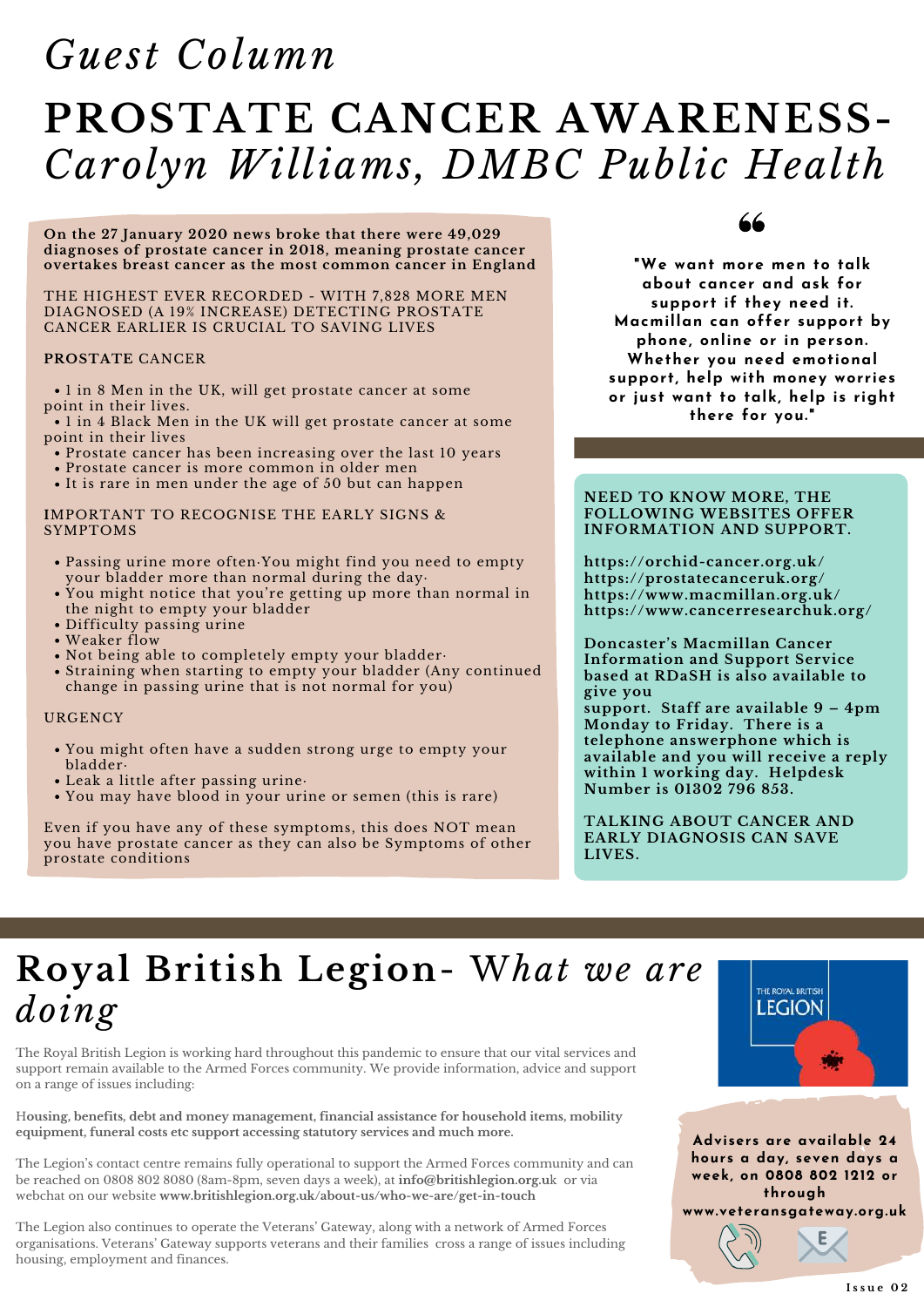*Guest Column*

# PROSTATE CANCER AWARENESS- *Carolyn Williams, DMBC Public Health*

**On the 27 January 2020 news broke that there were 49,029 diagnoses of prostate cancer in 2018, meaning prostate cancer overtakes breast cancer as the most common cancer in England**

THE HIGHEST EVER RECORDED - WITH 7,828 MORE MEN DIAGNOSED (A 19% INCREASE) DETECTING PROSTATE CANCER EARLIER IS CRUCIAL TO SAVING LIVES

**PROSTATE** CANCER

- 1 in 8 Men in the UK, will get prostate cancer at some point in their lives.
- 1 in 4 Black Men in the UK will get prostate cancer at some point in their lives
- Prostate cancer has been increasing over the last 10 years
- Prostate cancer is more common in older men
- It is rare in men under the age of 50 but can happen

IMPORTANT TO RECOGNISE THE EARLY SIGNS & SYMPTOMS

- Passing urine more often·You might find you need to empty your bladder more than normal during the day·
- You might notice that you're getting up more than normal in the night to empty your bladder
- Difficulty passing urine
- Weaker flow
- Not being able to completely empty your bladder·
- Straining when starting to empty your bladder (Any continued change in passing urine that is not normal for you)

URGENCY

- You might often have a sudden strong urge to empty your bladder·
- Leak a little after passing urine·
- You may have blood in your urine or semen (this is rare)

Even if you have any of these symptoms, this does NOT mean you have prostate cancer as they can also be Symptoms of other prostate conditions

> **"We want more men to talk about cancer and ask for support if they need it. Macmillan can offer support by phone, online or in person. Whether you need emotional support, help with money worries or just want to talk, help is right there for you."**

**NEED TO KNOW MORE, THE FOLLOWING WEBSITES OFFER INFORMATION AND SUPPORT.**

**https://orchid-cancer.org.uk/**
**https://prostatecanceruk.org/**
**https://www.macmillan.org.uk/**
**https://www.cancerresearchuk.org/**

**Doncaster's Macmillan Cancer Information and Support Service based at RDaSH is also available to give you support. Staff are available 9 – 4pm Monday to Friday. There is a telephone answerphone which is available and you will receive a reply within 1 working day. Helpdesk Number is 01302 796 853.**

**TALKING ABOUT CANCER AND EARLY DIAGNOSIS CAN SAVE LIVES.**

# **Royal British Legion**- *What we are doing*

The Royal British Legion is working hard throughout this pandemic to ensure that our vital services and support remain available to the Armed Forces community. We provide information, advice and support on a range of issues including:

H**ousing, benefits, debt and money management, financial assistance for household items, mobility equipment, funeral costs etc support accessing statutory services and much more.**

The Legion's contact centre remains fully operational to support the Armed Forces community and can be reached on 0808 802 8080 (8am-8pm, seven days a week), at **info@britishlegion.org.uk** or via webchat on our website **www.britishlegion.org.uk/about-us/who-we-are/get-in-touch**

The Legion also continues to operate the Veterans' Gateway, along with a network of Armed Forces organisations. Veterans' Gateway supports veterans and their families cross a range of issues including housing, employment and finances.

**Advisers are available 24 hours a day, seven days a week, on 0808 802 1212 or through www.veteransgateway.org.uk**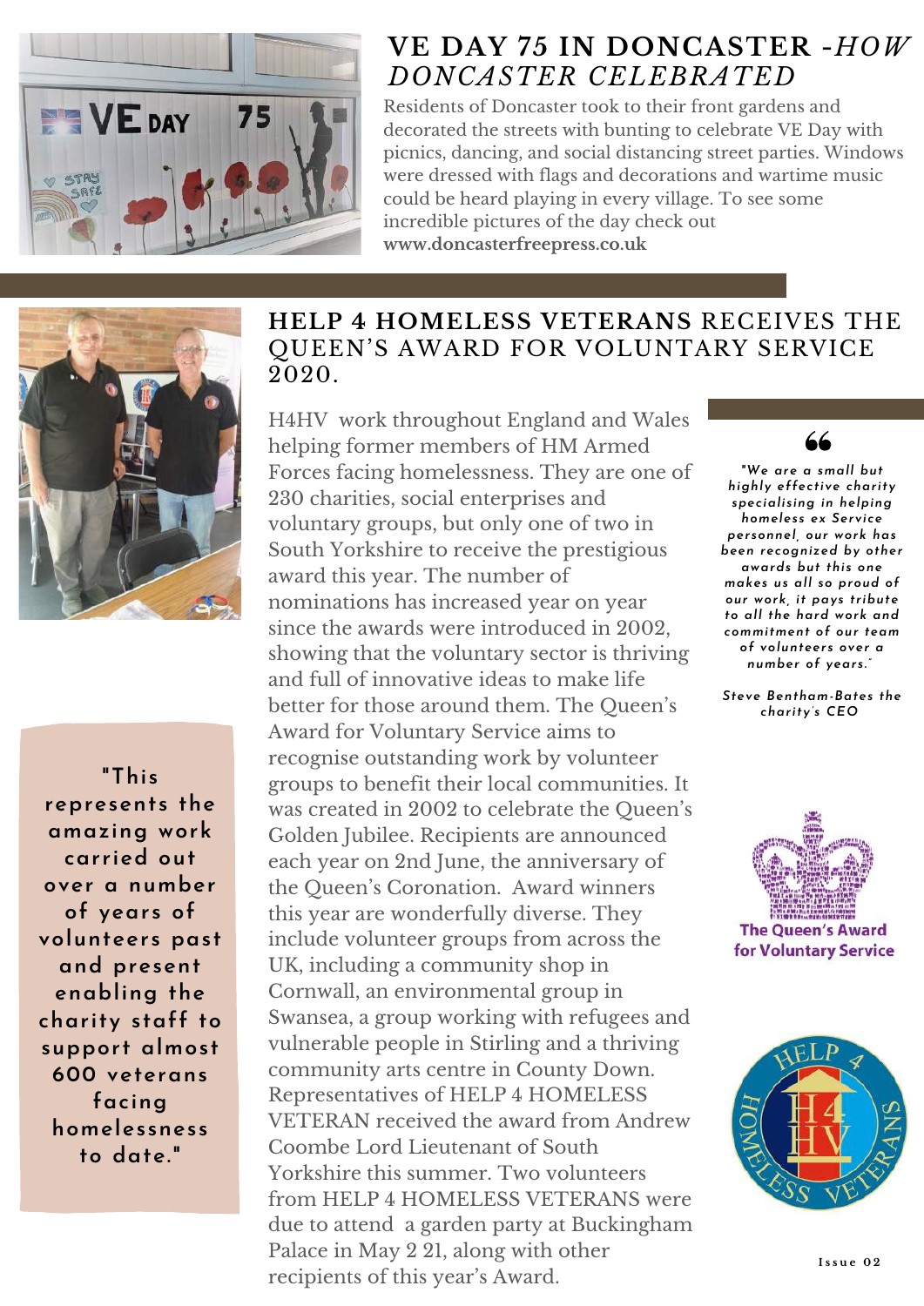## VE DAY 75 IN DONCASTER - *HOW DONCASTER CELEBRATED*

Residents of Doncaster took to their front gardens and decorated the streets with bunting to celebrate VE Day with picnics, dancing, and social distancing street parties. Windows were dressed with flags and decorations and wartime music could be heard playing in every village. To see some incredible pictures of the day check out **www.doncasterfreepress.co.uk**

## HELP 4 HOMELESS VETERANS RECEIVES THE QUEEN'S AWARD FOR VOLUNTARY SERVICE 2020.

H4HV work throughout England and Wales helping former members of HM Armed Forces facing homelessness. They are one of 230 charities, social enterprises and voluntary groups, but only one of two in South Yorkshire to receive the prestigious award this year. The number of nominations has increased year on year since the awards were introduced in 2002, showing that the voluntary sector is thriving and full of innovative ideas to make life better for those around them. The Queen's Award for Voluntary Service aims to recognise outstanding work by volunteer groups to benefit their local communities. It was created in 2002 to celebrate the Queen's Golden Jubilee. Recipients are announced each year on 2nd June, the anniversary of the Queen's Coronation. Award winners this year are wonderfully diverse. They include volunteer groups from across the UK, including a community shop in Cornwall, an environmental group in Swansea, a group working with refugees and vulnerable people in Stirling and a thriving community arts centre in County Down. Representatives of HELP 4 HOMELESS VETERAN received the award from Andrew Coombe Lord Lieutenant of South Yorkshire this summer. Two volunteers from HELP 4 HOMELESS VETERANS were due to attend a garden party at Buckingham Palace in May 2 21, along with other recipients of this year's Award.

> "This represents the amazing work carried out over a number of years of volunteers past and present enabling the charity staff to support almost 600 veterans facing homelessness to date."

> *"We are a small but highly effective charity specialising in helping homeless ex Service personnel, our work has been recognized by other awards but this one makes us all so proud of our work, it pays tribute to all the hard work and commitment of our team of volunteers over a number of years."*
>
> *Steve Bentham-Bates the charity's CEO*

The Queen's Award for Voluntary Service

HELP 4 HOMELESS VETERANS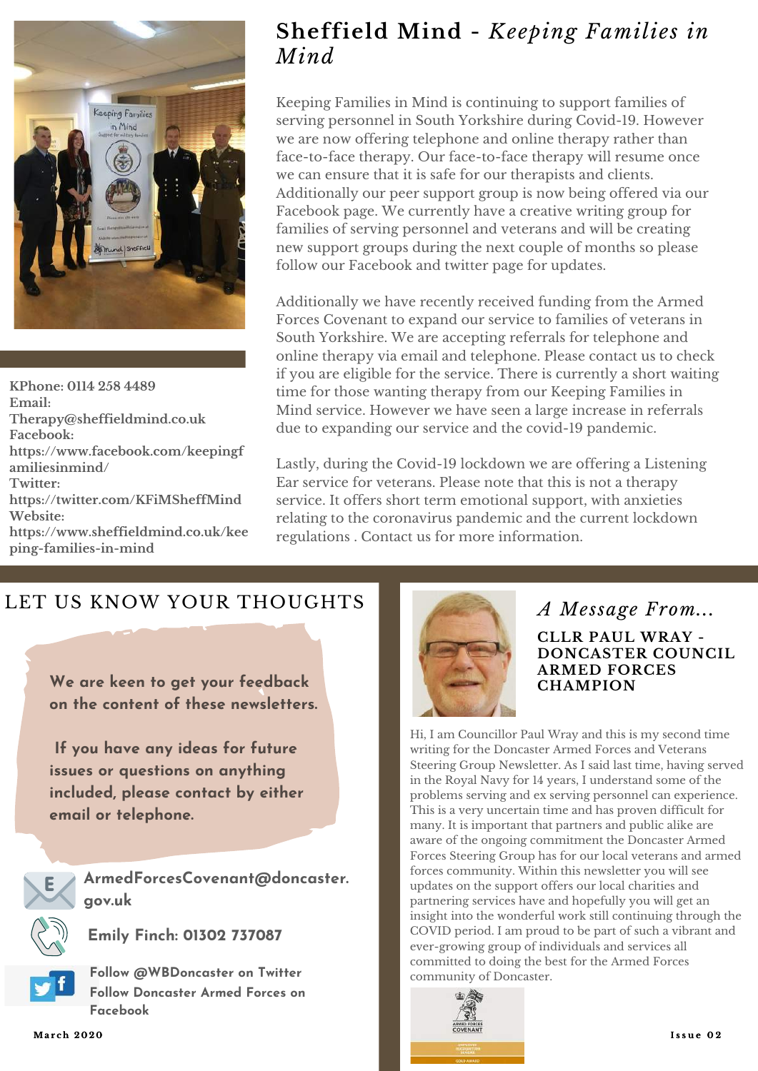## Sheffield Mind - *Keeping Families in Mind*

Keeping Families in Mind is continuing to support families of serving personnel in South Yorkshire during Covid-19. However we are now offering telephone and online therapy rather than face-to-face therapy. Our face-to-face therapy will resume once we can ensure that it is safe for our therapists and clients. Additionally our peer support group is now being offered via our Facebook page. We currently have a creative writing group for families of serving personnel and veterans and will be creating new support groups during the next couple of months so please follow our Facebook and twitter page for updates.

Additionally we have recently received funding from the Armed Forces Covenant to expand our service to families of veterans in South Yorkshire. We are accepting referrals for telephone and online therapy via email and telephone. Please contact us to check if you are eligible for the service. There is currently a short waiting time for those wanting therapy from our Keeping Families in Mind service. However we have seen a large increase in referrals due to expanding our service and the covid-19 pandemic.

Lastly, during the Covid-19 lockdown we are offering a Listening Ear service for veterans. Please note that this is not a therapy service. It offers short term emotional support, with anxieties relating to the coronavirus pandemic and the current lockdown regulations . Contact us for more information.

**KPhone: 0114 258 4489**
**Email: Therapy@sheffieldmind.co.uk**
**Facebook: https://www.facebook.com/keepingfamiliesinmind/**
**Twitter: https://twitter.com/KFiMSheffMind**
**Website: https://www.sheffieldmind.co.uk/keeping-families-in-mind**

## LET US KNOW YOUR THOUGHTS

We are keen to get your feedback on the content of these newsletters.

If you have any ideas for future issues or questions on anything included, please contact by either email or telephone.

ArmedForcesCovenant@doncaster.gov.uk

Emily Finch: 01302 737087

Follow @WBDoncaster on Twitter
Follow Doncaster Armed Forces on Facebook

## *A Message From...*

### CLLR PAUL WRAY - DONCASTER COUNCIL ARMED FORCES CHAMPION

Hi, I am Councillor Paul Wray and this is my second time writing for the Doncaster Armed Forces and Veterans Steering Group Newsletter. As I said last time, having served in the Royal Navy for 14 years, I understand some of the problems serving and ex serving personnel can experience. This is a very uncertain time and has proven difficult for many. It is important that partners and public alike are aware of the ongoing commitment the Doncaster Armed Forces Steering Group has for our local veterans and armed forces community. Within this newsletter you will see updates on the support offers our local charities and partnering services have and hopefully you will get an insight into the wonderful work still continuing through the COVID period. I am proud to be part of such a vibrant and ever-growing group of individuals and services all committed to doing the best for the Armed Forces community of Doncaster.

March 2020

Issue 02